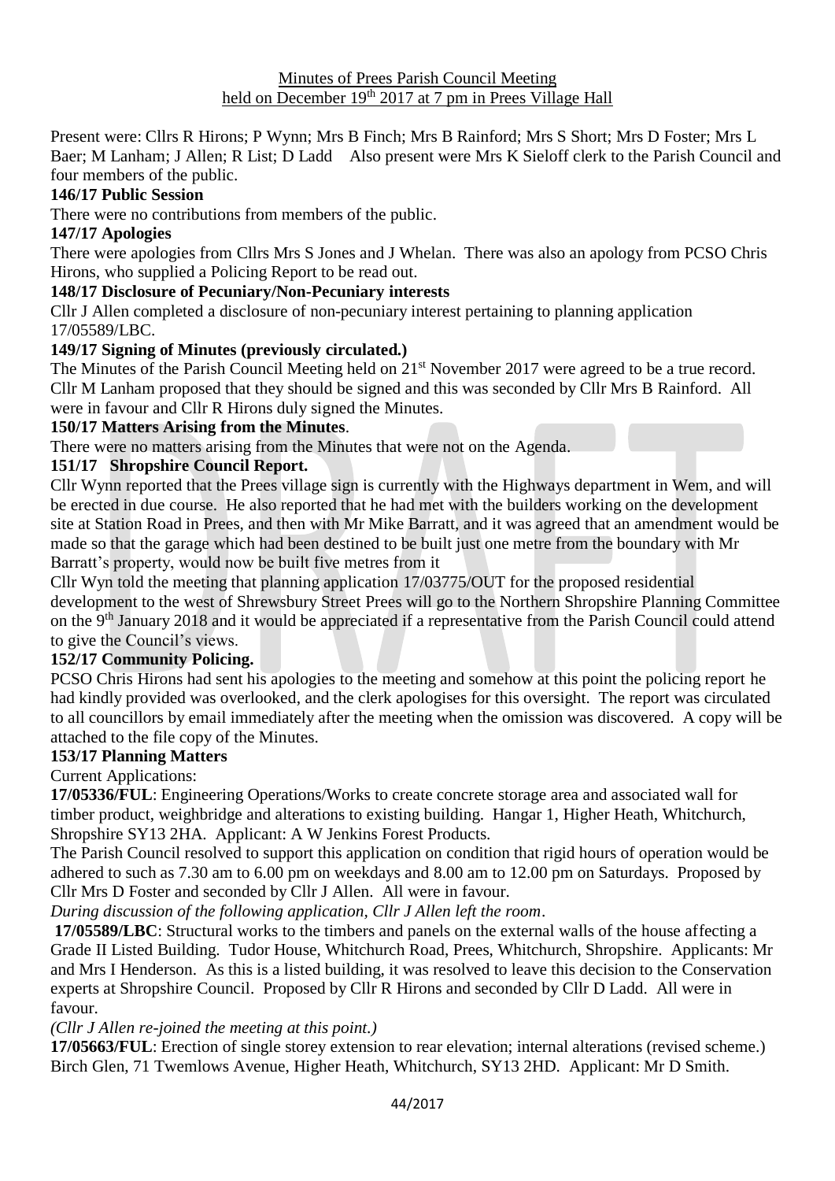Minutes of Prees Parish Council Meeting
held on December 19th 2017 at 7 pm in Prees Village Hall

Present were: Cllrs R Hirons; P Wynn; Mrs B Finch; Mrs B Rainford; Mrs S Short; Mrs D Foster; Mrs L Baer; M Lanham; J Allen; R List; D Ladd Also present were Mrs K Sieloff clerk to the Parish Council and four members of the public.

**146/17 Public Session**

There were no contributions from members of the public.

**147/17 Apologies**

There were apologies from Cllrs Mrs S Jones and J Whelan. There was also an apology from PCSO Chris Hirons, who supplied a Policing Report to be read out.

**148/17 Disclosure of Pecuniary/Non-Pecuniary interests**

Cllr J Allen completed a disclosure of non-pecuniary interest pertaining to planning application 17/05589/LBC.

**149/17 Signing of Minutes (previously circulated.)**

The Minutes of the Parish Council Meeting held on 21st November 2017 were agreed to be a true record. Cllr M Lanham proposed that they should be signed and this was seconded by Cllr Mrs B Rainford. All were in favour and Cllr R Hirons duly signed the Minutes.

**150/17 Matters Arising from the Minutes**.

There were no matters arising from the Minutes that were not on the Agenda.

**151/17 Shropshire Council Report.**

Cllr Wynn reported that the Prees village sign is currently with the Highways department in Wem, and will be erected in due course. He also reported that he had met with the builders working on the development site at Station Road in Prees, and then with Mr Mike Barratt, and it was agreed that an amendment would be made so that the garage which had been destined to be built just one metre from the boundary with Mr Barratt's property, would now be built five metres from it

Cllr Wyn told the meeting that planning application 17/03775/OUT for the proposed residential development to the west of Shrewsbury Street Prees will go to the Northern Shropshire Planning Committee on the 9th January 2018 and it would be appreciated if a representative from the Parish Council could attend to give the Council's views.

**152/17 Community Policing.**

PCSO Chris Hirons had sent his apologies to the meeting and somehow at this point the policing report he had kindly provided was overlooked, and the clerk apologises for this oversight. The report was circulated to all councillors by email immediately after the meeting when the omission was discovered. A copy will be attached to the file copy of the Minutes.

**153/17 Planning Matters**

Current Applications:

**17/05336/FUL**: Engineering Operations/Works to create concrete storage area and associated wall for timber product, weighbridge and alterations to existing building. Hangar 1, Higher Heath, Whitchurch, Shropshire SY13 2HA. Applicant: A W Jenkins Forest Products.

The Parish Council resolved to support this application on condition that rigid hours of operation would be adhered to such as 7.30 am to 6.00 pm on weekdays and 8.00 am to 12.00 pm on Saturdays. Proposed by Cllr Mrs D Foster and seconded by Cllr J Allen. All were in favour.

*During discussion of the following application, Cllr J Allen left the room*.

**17/05589/LBC**: Structural works to the timbers and panels on the external walls of the house affecting a Grade II Listed Building. Tudor House, Whitchurch Road, Prees, Whitchurch, Shropshire. Applicants: Mr and Mrs I Henderson. As this is a listed building, it was resolved to leave this decision to the Conservation experts at Shropshire Council. Proposed by Cllr R Hirons and seconded by Cllr D Ladd. All were in favour.

*(Cllr J Allen re-joined the meeting at this point.)*

**17/05663/FUL**: Erection of single storey extension to rear elevation; internal alterations (revised scheme.) Birch Glen, 71 Twemlows Avenue, Higher Heath, Whitchurch, SY13 2HD. Applicant: Mr D Smith.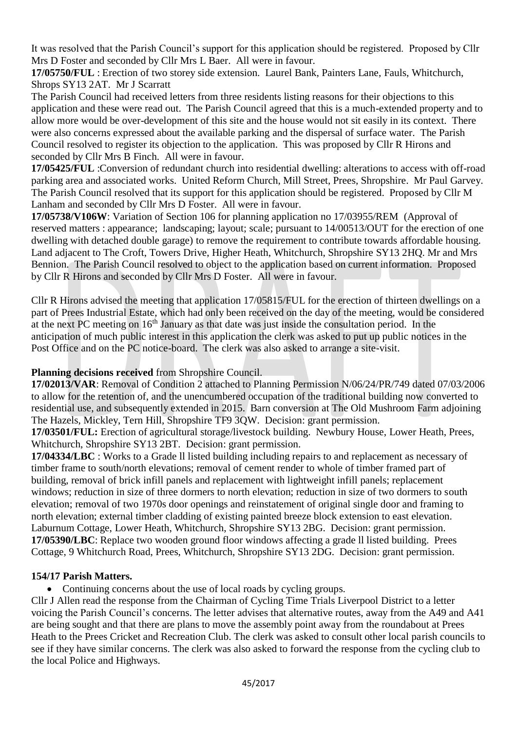It was resolved that the Parish Council's support for this application should be registered. Proposed by Cllr Mrs D Foster and seconded by Cllr Mrs L Baer. All were in favour.

**17/05750/FUL** : Erection of two storey side extension. Laurel Bank, Painters Lane, Fauls, Whitchurch, Shrops SY13 2AT. Mr J Scarratt

The Parish Council had received letters from three residents listing reasons for their objections to this application and these were read out. The Parish Council agreed that this is a much-extended property and to allow more would be over-development of this site and the house would not sit easily in its context. There were also concerns expressed about the available parking and the dispersal of surface water. The Parish Council resolved to register its objection to the application. This was proposed by Cllr R Hirons and seconded by Cllr Mrs B Finch. All were in favour.

**17/05425/FUL** :Conversion of redundant church into residential dwelling: alterations to access with off-road parking area and associated works. United Reform Church, Mill Street, Prees, Shropshire. Mr Paul Garvey. The Parish Council resolved that its support for this application should be registered. Proposed by Cllr M Lanham and seconded by Cllr Mrs D Foster. All were in favour.

**17/05738/V106W**: Variation of Section 106 for planning application no 17/03955/REM (Approval of reserved matters : appearance; landscaping; layout; scale; pursuant to 14/00513/OUT for the erection of one dwelling with detached double garage) to remove the requirement to contribute towards affordable housing. Land adjacent to The Croft, Towers Drive, Higher Heath, Whitchurch, Shropshire SY13 2HQ. Mr and Mrs Bennion. The Parish Council resolved to object to the application based on current information. Proposed by Cllr R Hirons and seconded by Cllr Mrs D Foster. All were in favour.

Cllr R Hirons advised the meeting that application 17/05815/FUL for the erection of thirteen dwellings on a part of Prees Industrial Estate, which had only been received on the day of the meeting, would be considered at the next PC meeting on 16th January as that date was just inside the consultation period. In the anticipation of much public interest in this application the clerk was asked to put up public notices in the Post Office and on the PC notice-board. The clerk was also asked to arrange a site-visit.

**Planning decisions received** from Shropshire Council.

**17/02013/VAR**: Removal of Condition 2 attached to Planning Permission N/06/24/PR/749 dated 07/03/2006 to allow for the retention of, and the unencumbered occupation of the traditional building now converted to residential use, and subsequently extended in 2015. Barn conversion at The Old Mushroom Farm adjoining The Hazels, Mickley, Tern Hill, Shropshire TF9 3QW. Decision: grant permission.

**17/03501/FUL:** Erection of agricultural storage/livestock building. Newbury House, Lower Heath, Prees, Whitchurch, Shropshire SY13 2BT. Decision: grant permission.

**17/04334/LBC** : Works to a Grade ll listed building including repairs to and replacement as necessary of timber frame to south/north elevations; removal of cement render to whole of timber framed part of building, removal of brick infill panels and replacement with lightweight infill panels; replacement windows; reduction in size of three dormers to north elevation; reduction in size of two dormers to south elevation; removal of two 1970s door openings and reinstatement of original single door and framing to north elevation; external timber cladding of existing painted breeze block extension to east elevation. Laburnum Cottage, Lower Heath, Whitchurch, Shropshire SY13 2BG. Decision: grant permission.

**17/05390/LBC**: Replace two wooden ground floor windows affecting a grade ll listed building. Prees Cottage, 9 Whitchurch Road, Prees, Whitchurch, Shropshire SY13 2DG. Decision: grant permission.

**154/17 Parish Matters.**

- Continuing concerns about the use of local roads by cycling groups.

Cllr J Allen read the response from the Chairman of Cycling Time Trials Liverpool District to a letter voicing the Parish Council's concerns. The letter advises that alternative routes, away from the A49 and A41 are being sought and that there are plans to move the assembly point away from the roundabout at Prees Heath to the Prees Cricket and Recreation Club. The clerk was asked to consult other local parish councils to see if they have similar concerns. The clerk was also asked to forward the response from the cycling club to the local Police and Highways.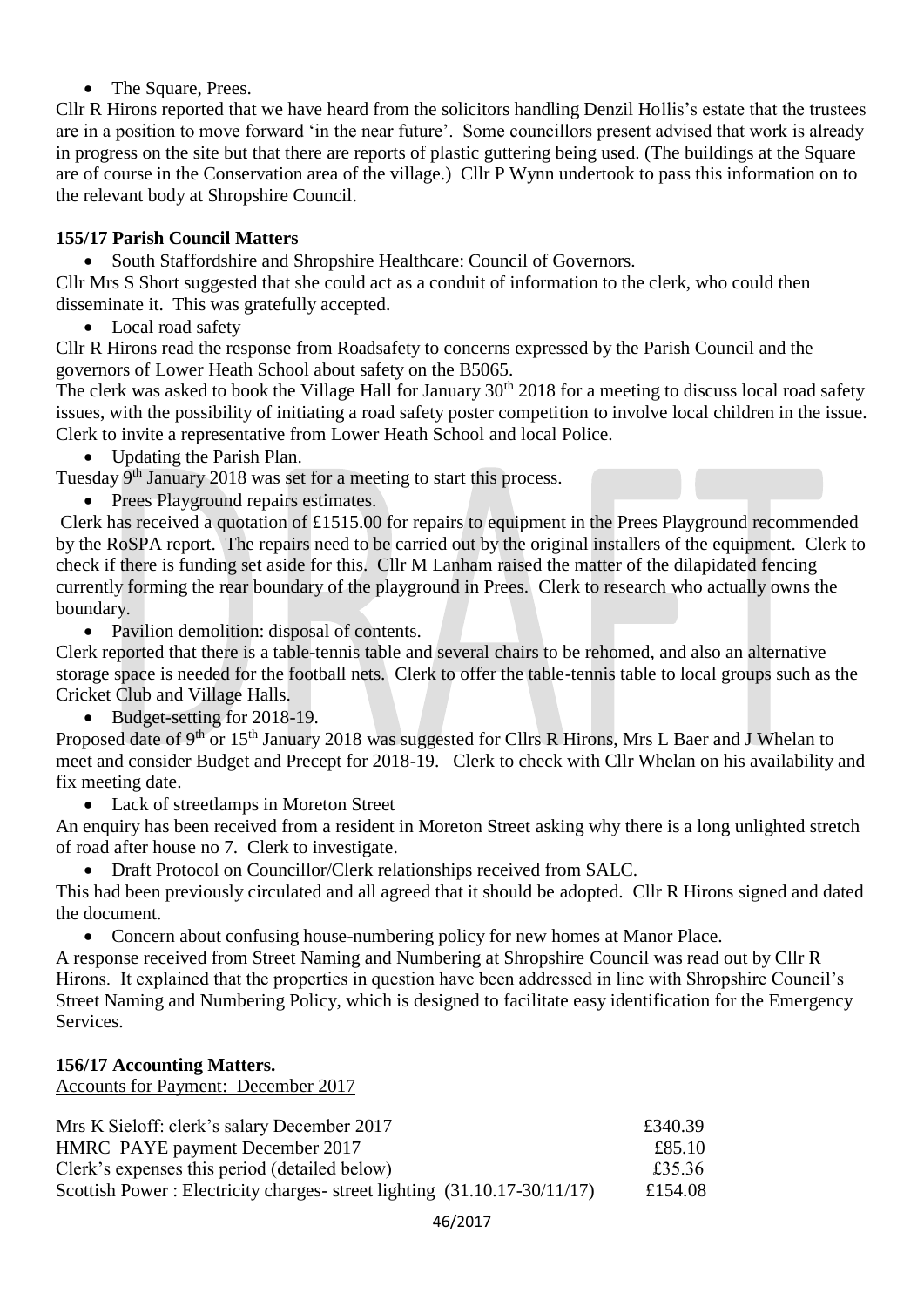- The Square, Prees.

Cllr R Hirons reported that we have heard from the solicitors handling Denzil Hollis's estate that the trustees are in a position to move forward 'in the near future'. Some councillors present advised that work is already in progress on the site but that there are reports of plastic guttering being used. (The buildings at the Square are of course in the Conservation area of the village.) Cllr P Wynn undertook to pass this information on to the relevant body at Shropshire Council.

**155/17 Parish Council Matters**

- South Staffordshire and Shropshire Healthcare: Council of Governors.

Cllr Mrs S Short suggested that she could act as a conduit of information to the clerk, who could then disseminate it. This was gratefully accepted.

- Local road safety

Cllr R Hirons read the response from Roadsafety to concerns expressed by the Parish Council and the governors of Lower Heath School about safety on the B5065.

The clerk was asked to book the Village Hall for January 30th 2018 for a meeting to discuss local road safety issues, with the possibility of initiating a road safety poster competition to involve local children in the issue. Clerk to invite a representative from Lower Heath School and local Police.

- Updating the Parish Plan.

Tuesday 9th January 2018 was set for a meeting to start this process.

- Prees Playground repairs estimates.

Clerk has received a quotation of £1515.00 for repairs to equipment in the Prees Playground recommended by the RoSPA report. The repairs need to be carried out by the original installers of the equipment. Clerk to check if there is funding set aside for this. Cllr M Lanham raised the matter of the dilapidated fencing currently forming the rear boundary of the playground in Prees. Clerk to research who actually owns the boundary.

- Pavilion demolition: disposal of contents.

Clerk reported that there is a table-tennis table and several chairs to be rehomed, and also an alternative storage space is needed for the football nets. Clerk to offer the table-tennis table to local groups such as the Cricket Club and Village Halls.

- Budget-setting for 2018-19.

Proposed date of 9th or 15th January 2018 was suggested for Cllrs R Hirons, Mrs L Baer and J Whelan to meet and consider Budget and Precept for 2018-19. Clerk to check with Cllr Whelan on his availability and fix meeting date.

- Lack of streetlamps in Moreton Street

An enquiry has been received from a resident in Moreton Street asking why there is a long unlighted stretch of road after house no 7. Clerk to investigate.

- Draft Protocol on Councillor/Clerk relationships received from SALC.

This had been previously circulated and all agreed that it should be adopted. Cllr R Hirons signed and dated the document.

- Concern about confusing house-numbering policy for new homes at Manor Place.

A response received from Street Naming and Numbering at Shropshire Council was read out by Cllr R Hirons. It explained that the properties in question have been addressed in line with Shropshire Council's Street Naming and Numbering Policy, which is designed to facilitate easy identification for the Emergency Services.

**156/17 Accounting Matters.**

Accounts for Payment: December 2017

| | |
|---|---|
| Mrs K Sieloff: clerk's salary December 2017 | £340.39 |
| HMRC PAYE payment December 2017 | £85.10 |
| Clerk's expenses this period (detailed below) | £35.36 |
| Scottish Power : Electricity charges- street lighting (31.10.17-30/11/17) | £154.08 |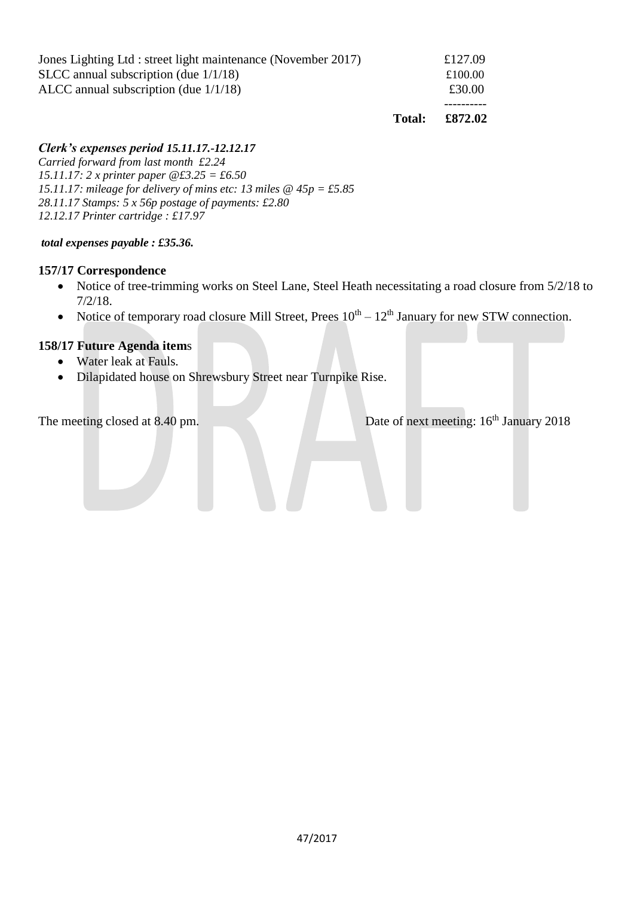| | |
|---|---|
| Jones Lighting Ltd : street light maintenance (November 2017) | £127.09 |
| SLCC annual subscription (due 1/1/18) | £100.00 |
| ALCC annual subscription (due 1/1/18) | £30.00 |
| | ---------- |
| **Total:** | **£872.02** |

***Clerk's expenses period 15.11.17.-12.12.17***
*Carried forward from last month £2.24*
*15.11.17: 2 x printer paper @£3.25 = £6.50*
*15.11.17: mileage for delivery of mins etc: 13 miles @ 45p = £5.85*
*28.11.17 Stamps: 5 x 56p postage of payments: £2.80*
*12.12.17 Printer cartridge : £17.97*

***total expenses payable : £35.36.***

**157/17 Correspondence**

- Notice of tree-trimming works on Steel Lane, Steel Heath necessitating a road closure from 5/2/18 to 7/2/18.
- Notice of temporary road closure Mill Street, Prees 10th – 12th January for new STW connection.

**158/17 Future Agenda items**

- Water leak at Fauls.
- Dilapidated house on Shrewsbury Street near Turnpike Rise.

The meeting closed at 8.40 pm. Date of next meeting: 16th January 2018